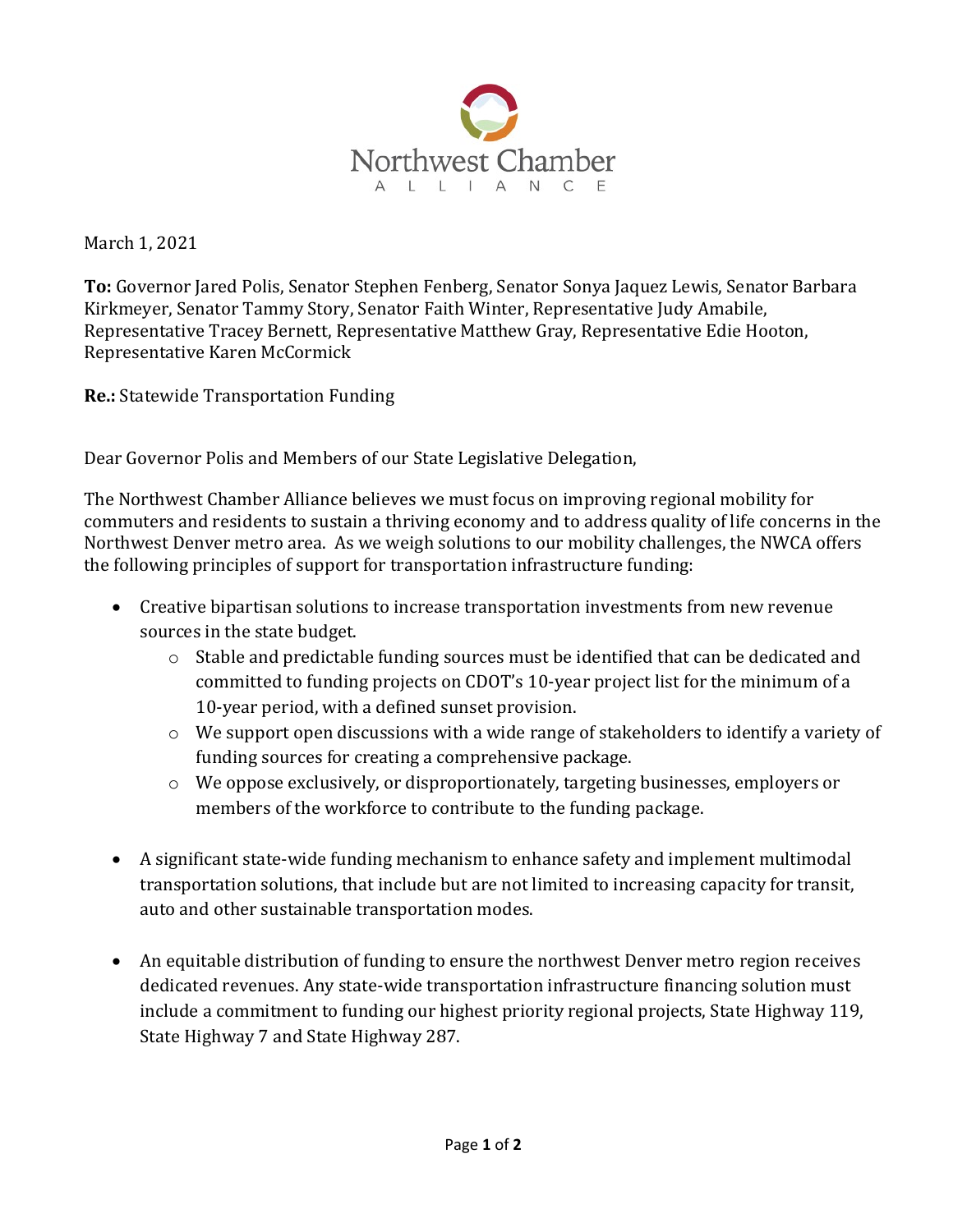Northwest Chamber
ALLIANCE

March 1, 2021

**To:** Governor Jared Polis, Senator Stephen Fenberg, Senator Sonya Jaquez Lewis, Senator Barbara Kirkmeyer, Senator Tammy Story, Senator Faith Winter, Representative Judy Amabile, Representative Tracey Bernett, Representative Matthew Gray, Representative Edie Hooton, Representative Karen McCormick

**Re.:** Statewide Transportation Funding

Dear Governor Polis and Members of our State Legislative Delegation,

The Northwest Chamber Alliance believes we must focus on improving regional mobility for commuters and residents to sustain a thriving economy and to address quality of life concerns in the Northwest Denver metro area. As we weigh solutions to our mobility challenges, the NWCA offers the following principles of support for transportation infrastructure funding:

- Creative bipartisan solutions to increase transportation investments from new revenue sources in the state budget.
  - Stable and predictable funding sources must be identified that can be dedicated and committed to funding projects on CDOT's 10-year project list for the minimum of a 10-year period, with a defined sunset provision.
  - We support open discussions with a wide range of stakeholders to identify a variety of funding sources for creating a comprehensive package.
  - We oppose exclusively, or disproportionately, targeting businesses, employers or members of the workforce to contribute to the funding package.

- A significant state-wide funding mechanism to enhance safety and implement multimodal transportation solutions, that include but are not limited to increasing capacity for transit, auto and other sustainable transportation modes.

- An equitable distribution of funding to ensure the northwest Denver metro region receives dedicated revenues. Any state-wide transportation infrastructure financing solution must include a commitment to funding our highest priority regional projects, State Highway 119, State Highway 7 and State Highway 287.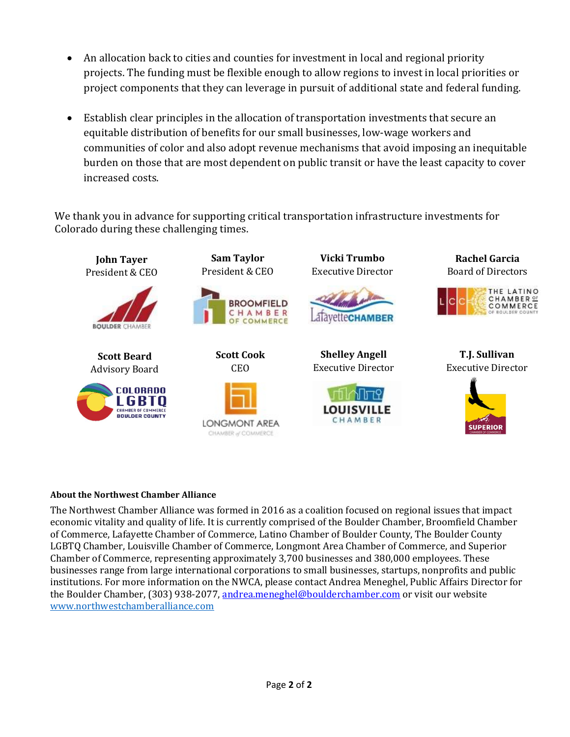- An allocation back to cities and counties for investment in local and regional priority projects. The funding must be flexible enough to allow regions to invest in local priorities or project components that they can leverage in pursuit of additional state and federal funding.

- Establish clear principles in the allocation of transportation investments that secure an equitable distribution of benefits for our small businesses, low-wage workers and communities of color and also adopt revenue mechanisms that avoid imposing an inequitable burden on those that are most dependent on public transit or have the least capacity to cover increased costs.

We thank you in advance for supporting critical transportation infrastructure investments for Colorado during these challenging times.

**John Tayer**
President & CEO
BOULDER CHAMBER

**Sam Taylor**
President & CEO
BROOMFIELD CHAMBER OF COMMERCE

**Vicki Trumbo**
Executive Director
Lafayette CHAMBER

**Rachel Garcia**
Board of Directors
THE LATINO CHAMBER OF COMMERCE OF BOULDER COUNTY

**Scott Beard**
Advisory Board
COLORADO LGBTQ CHAMBER OF COMMERCE BOULDER COUNTY

**Scott Cook**
CEO
LONGMONT AREA CHAMBER of COMMERCE

**Shelley Angell**
Executive Director
LOUISVILLE CHAMBER

**T.J. Sullivan**
Executive Director
SUPERIOR CHAMBER OF COMMERCE

**About the Northwest Chamber Alliance**

The Northwest Chamber Alliance was formed in 2016 as a coalition focused on regional issues that impact economic vitality and quality of life. It is currently comprised of the Boulder Chamber, Broomfield Chamber of Commerce, Lafayette Chamber of Commerce, Latino Chamber of Boulder County, The Boulder County LGBTQ Chamber, Louisville Chamber of Commerce, Longmont Area Chamber of Commerce, and Superior Chamber of Commerce, representing approximately 3,700 businesses and 380,000 employees. These businesses range from large international corporations to small businesses, startups, nonprofits and public institutions. For more information on the NWCA, please contact Andrea Meneghel, Public Affairs Director for the Boulder Chamber, (303) 938-2077, andrea.meneghel@boulderchamber.com or visit our website www.northwestchamberalliance.com